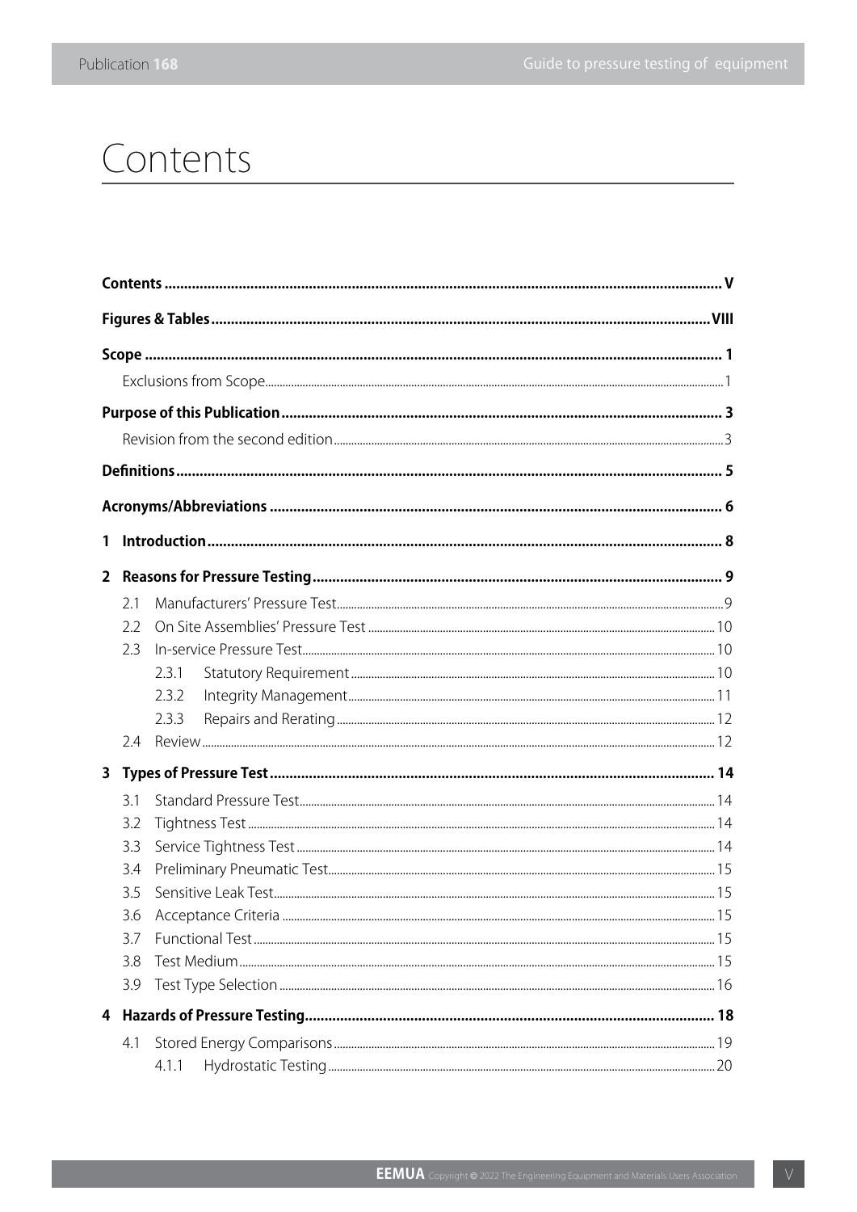# Contents

| | |
|---|---:|
| **Contents** | **V** |
| **Figures & Tables** | **VIII** |
| **Scope** | **1** |
| Exclusions from Scope | 1 |
| **Purpose of this Publication** | **3** |
| Revision from the second edition | 3 |
| **Definitions** | **5** |
| **Acronyms/Abbreviations** | **6** |
| **1 Introduction** | **8** |
| **2 Reasons for Pressure Testing** | **9** |
| 2.1 Manufacturers' Pressure Test | 9 |
| 2.2 On Site Assemblies' Pressure Test | 10 |
| 2.3 In-service Pressure Test | 10 |
| 2.3.1 Statutory Requirement | 10 |
| 2.3.2 Integrity Management | 11 |
| 2.3.3 Repairs and Rerating | 12 |
| 2.4 Review | 12 |
| **3 Types of Pressure Test** | **14** |
| 3.1 Standard Pressure Test | 14 |
| 3.2 Tightness Test | 14 |
| 3.3 Service Tightness Test | 14 |
| 3.4 Preliminary Pneumatic Test | 15 |
| 3.5 Sensitive Leak Test | 15 |
| 3.6 Acceptance Criteria | 15 |
| 3.7 Functional Test | 15 |
| 3.8 Test Medium | 15 |
| 3.9 Test Type Selection | 16 |
| **4 Hazards of Pressure Testing** | **18** |
| 4.1 Stored Energy Comparisons | 19 |
| 4.1.1 Hydrostatic Testing | 20 |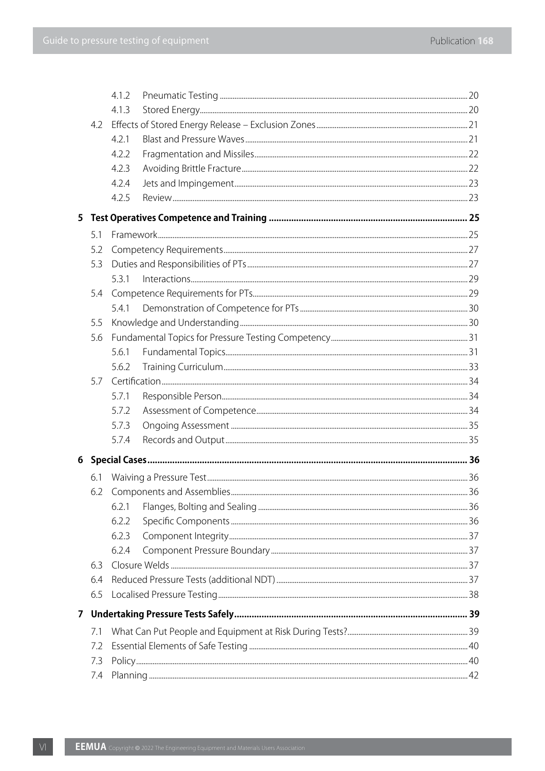| | | | |
|---|---|---|---|
| | 4.1.2 | Pneumatic Testing | 20 |
| | 4.1.3 | Stored Energy | 20 |
| 4.2 | | Effects of Stored Energy Release – Exclusion Zones | 21 |
| | 4.2.1 | Blast and Pressure Waves | 21 |
| | 4.2.2 | Fragmentation and Missiles | 22 |
| | 4.2.3 | Avoiding Brittle Fracture | 22 |
| | 4.2.4 | Jets and Impingement | 23 |
| | 4.2.5 | Review | 23 |
| **5** | | **Test Operatives Competence and Training** | **25** |
| 5.1 | | Framework | 25 |
| 5.2 | | Competency Requirements | 27 |
| 5.3 | | Duties and Responsibilities of PTs | 27 |
| | 5.3.1 | Interactions | 29 |
| 5.4 | | Competence Requirements for PTs | 29 |
| | 5.4.1 | Demonstration of Competence for PTs | 30 |
| 5.5 | | Knowledge and Understanding | 30 |
| 5.6 | | Fundamental Topics for Pressure Testing Competency | 31 |
| | 5.6.1 | Fundamental Topics | 31 |
| | 5.6.2 | Training Curriculum | 33 |
| 5.7 | | Certification | 34 |
| | 5.7.1 | Responsible Person | 34 |
| | 5.7.2 | Assessment of Competence | 34 |
| | 5.7.3 | Ongoing Assessment | 35 |
| | 5.7.4 | Records and Output | 35 |
| **6** | | **Special Cases** | **36** |
| 6.1 | | Waiving a Pressure Test | 36 |
| 6.2 | | Components and Assemblies | 36 |
| | 6.2.1 | Flanges, Bolting and Sealing | 36 |
| | 6.2.2 | Specific Components | 36 |
| | 6.2.3 | Component Integrity | 37 |
| | 6.2.4 | Component Pressure Boundary | 37 |
| 6.3 | | Closure Welds | 37 |
| 6.4 | | Reduced Pressure Tests (additional NDT) | 37 |
| 6.5 | | Localised Pressure Testing | 38 |
| **7** | | **Undertaking Pressure Tests Safely** | **39** |
| 7.1 | | What Can Put People and Equipment at Risk During Tests? | 39 |
| 7.2 | | Essential Elements of Safe Testing | 40 |
| 7.3 | | Policy | 40 |
| 7.4 | | Planning | 42 |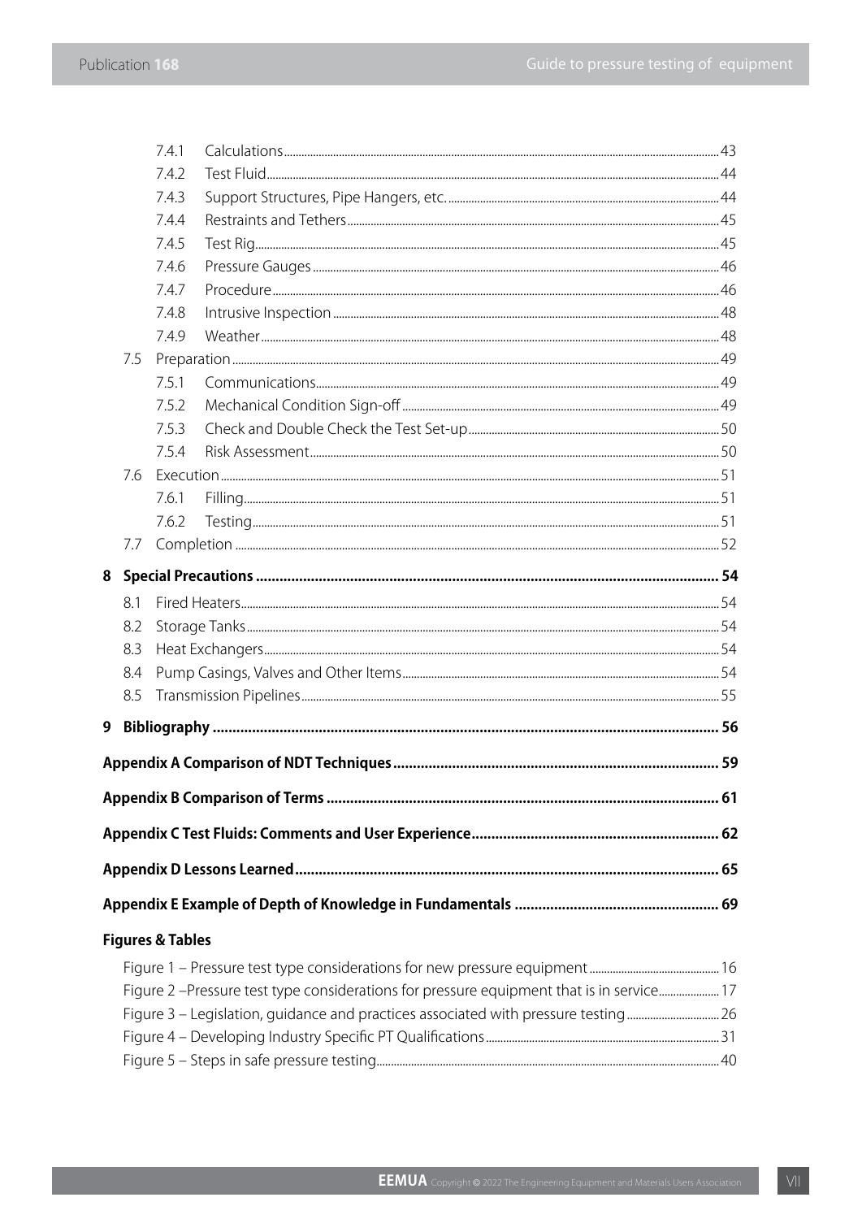- 7.4.1 Calculations ... 43
- 7.4.2 Test Fluid ... 44
- 7.4.3 Support Structures, Pipe Hangers, etc. ... 44
- 7.4.4 Restraints and Tethers ... 45
- 7.4.5 Test Rig ... 45
- 7.4.6 Pressure Gauges ... 46
- 7.4.7 Procedure ... 46
- 7.4.8 Intrusive Inspection ... 48
- 7.4.9 Weather ... 48
- 7.5 Preparation ... 49
  - 7.5.1 Communications ... 49
  - 7.5.2 Mechanical Condition Sign-off ... 49
  - 7.5.3 Check and Double Check the Test Set-up ... 50
  - 7.5.4 Risk Assessment ... 50
- 7.6 Execution ... 51
  - 7.6.1 Filling ... 51
  - 7.6.2 Testing ... 51
- 7.7 Completion ... 52

**8 Special Precautions ... 54**

- 8.1 Fired Heaters ... 54
- 8.2 Storage Tanks ... 54
- 8.3 Heat Exchangers ... 54
- 8.4 Pump Casings, Valves and Other Items ... 54
- 8.5 Transmission Pipelines ... 55

**9 Bibliography ... 56**

**Appendix A Comparison of NDT Techniques ... 59**

**Appendix B Comparison of Terms ... 61**

**Appendix C Test Fluids: Comments and User Experience ... 62**

**Appendix D Lessons Learned ... 65**

**Appendix E Example of Depth of Knowledge in Fundamentals ... 69**

**Figures & Tables**

- Figure 1 – Pressure test type considerations for new pressure equipment ... 16
- Figure 2 –Pressure test type considerations for pressure equipment that is in service ... 17
- Figure 3 – Legislation, guidance and practices associated with pressure testing ... 26
- Figure 4 – Developing Industry Specific PT Qualifications ... 31
- Figure 5 – Steps in safe pressure testing ... 40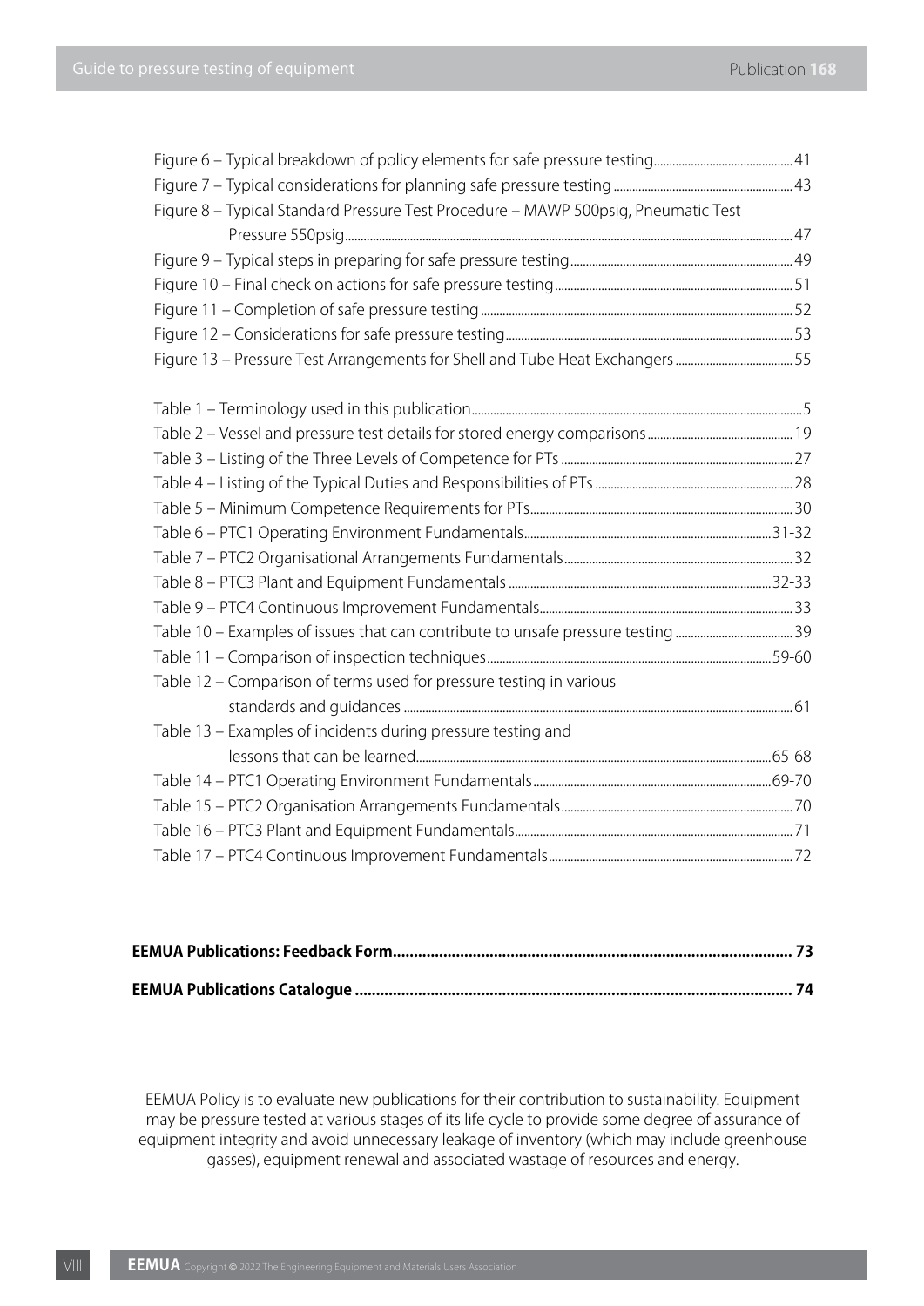Figure 6 – Typical breakdown of policy elements for safe pressure testing ..... 41
Figure 7 – Typical considerations for planning safe pressure testing ..... 43
Figure 8 – Typical Standard Pressure Test Procedure – MAWP 500psig, Pneumatic Test Pressure 550psig ..... 47
Figure 9 – Typical steps in preparing for safe pressure testing ..... 49
Figure 10 – Final check on actions for safe pressure testing ..... 51
Figure 11 – Completion of safe pressure testing ..... 52
Figure 12 – Considerations for safe pressure testing ..... 53
Figure 13 – Pressure Test Arrangements for Shell and Tube Heat Exchangers ..... 55

Table 1 – Terminology used in this publication ..... 5
Table 2 – Vessel and pressure test details for stored energy comparisons ..... 19
Table 3 – Listing of the Three Levels of Competence for PTs ..... 27
Table 4 – Listing of the Typical Duties and Responsibilities of PTs ..... 28
Table 5 – Minimum Competence Requirements for PTs ..... 30
Table 6 – PTC1 Operating Environment Fundamentals ..... 31-32
Table 7 – PTC2 Organisational Arrangements Fundamentals ..... 32
Table 8 – PTC3 Plant and Equipment Fundamentals ..... 32-33
Table 9 – PTC4 Continuous Improvement Fundamentals ..... 33
Table 10 – Examples of issues that can contribute to unsafe pressure testing ..... 39
Table 11 – Comparison of inspection techniques ..... 59-60
Table 12 – Comparison of terms used for pressure testing in various standards and guidances ..... 61
Table 13 – Examples of incidents during pressure testing and lessons that can be learned ..... 65-68
Table 14 – PTC1 Operating Environment Fundamentals ..... 69-70
Table 15 – PTC2 Organisation Arrangements Fundamentals ..... 70
Table 16 – PTC3 Plant and Equipment Fundamentals ..... 71
Table 17 – PTC4 Continuous Improvement Fundamentals ..... 72

**EEMUA Publications: Feedback Form ..... 73**

**EEMUA Publications Catalogue ..... 74**

EEMUA Policy is to evaluate new publications for their contribution to sustainability. Equipment may be pressure tested at various stages of its life cycle to provide some degree of assurance of equipment integrity and avoid unnecessary leakage of inventory (which may include greenhouse gasses), equipment renewal and associated wastage of resources and energy.